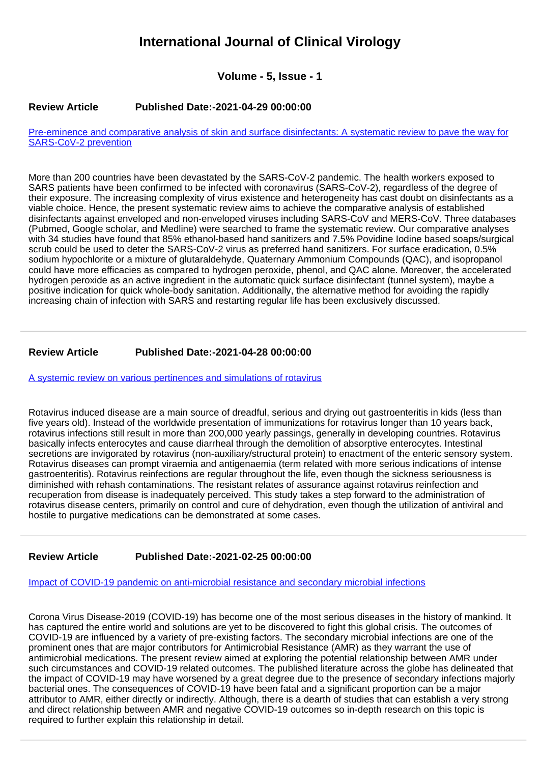# International Journal of Clinical Virology

### Volume - 5, Issue - 1

**Review Article** **Published Date:-2021-04-29 00:00:00**

[Pre-eminence and comparative analysis of skin and surface disinfectants: A systematic review to pave the way for SARS-CoV-2 prevention]()

More than 200 countries have been devastated by the SARS-CoV-2 pandemic. The health workers exposed to SARS patients have been confirmed to be infected with coronavirus (SARS-CoV-2), regardless of the degree of their exposure. The increasing complexity of virus existence and heterogeneity has cast doubt on disinfectants as a viable choice. Hence, the present systematic review aims to achieve the comparative analysis of established disinfectants against enveloped and non-enveloped viruses including SARS-CoV and MERS-CoV. Three databases (Pubmed, Google scholar, and Medline) were searched to frame the systematic review. Our comparative analyses with 34 studies have found that 85% ethanol-based hand sanitizers and 7.5% Povidine Iodine based soaps/surgical scrub could be used to deter the SARS-CoV-2 virus as preferred hand sanitizers. For surface eradication, 0.5% sodium hypochlorite or a mixture of glutaraldehyde, Quaternary Ammonium Compounds (QAC), and isopropanol could have more efficacies as compared to hydrogen peroxide, phenol, and QAC alone. Moreover, the accelerated hydrogen peroxide as an active ingredient in the automatic quick surface disinfectant (tunnel system), maybe a positive indication for quick whole-body sanitation. Additionally, the alternative method for avoiding the rapidly increasing chain of infection with SARS and restarting regular life has been exclusively discussed.

---

**Review Article** **Published Date:-2021-04-28 00:00:00**

[A systemic review on various pertinences and simulations of rotavirus]()

Rotavirus induced disease are a main source of dreadful, serious and drying out gastroenteritis in kids (less than five years old). Instead of the worldwide presentation of immunizations for rotavirus longer than 10 years back, rotavirus infections still result in more than 200,000 yearly passings, generally in developing countries. Rotavirus basically infects enterocytes and cause diarrheal through the demolition of absorptive enterocytes. Intestinal secretions are invigorated by rotavirus (non-auxiliary/structural protein) to enactment of the enteric sensory system. Rotavirus diseases can prompt viraemia and antigenaemia (term related with more serious indications of intense gastroenteritis). Rotavirus reinfections are regular throughout the life, even though the sickness seriousness is diminished with rehash contaminations. The resistant relates of assurance against rotavirus reinfection and recuperation from disease is inadequately perceived. This study takes a step forward to the administration of rotavirus disease centers, primarily on control and cure of dehydration, even though the utilization of antiviral and hostile to purgative medications can be demonstrated at some cases.

---

**Review Article** **Published Date:-2021-02-25 00:00:00**

[Impact of COVID-19 pandemic on anti-microbial resistance and secondary microbial infections]()

Corona Virus Disease-2019 (COVID-19) has become one of the most serious diseases in the history of mankind. It has captured the entire world and solutions are yet to be discovered to fight this global crisis. The outcomes of COVID-19 are influenced by a variety of pre-existing factors. The secondary microbial infections are one of the prominent ones that are major contributors for Antimicrobial Resistance (AMR) as they warrant the use of antimicrobial medications. The present review aimed at exploring the potential relationship between AMR under such circumstances and COVID-19 related outcomes. The published literature across the globe has delineated that the impact of COVID-19 may have worsened by a great degree due to the presence of secondary infections majorly bacterial ones. The consequences of COVID-19 have been fatal and a significant proportion can be a major attributor to AMR, either directly or indirectly. Although, there is a dearth of studies that can establish a very strong and direct relationship between AMR and negative COVID-19 outcomes so in-depth research on this topic is required to further explain this relationship in detail.

---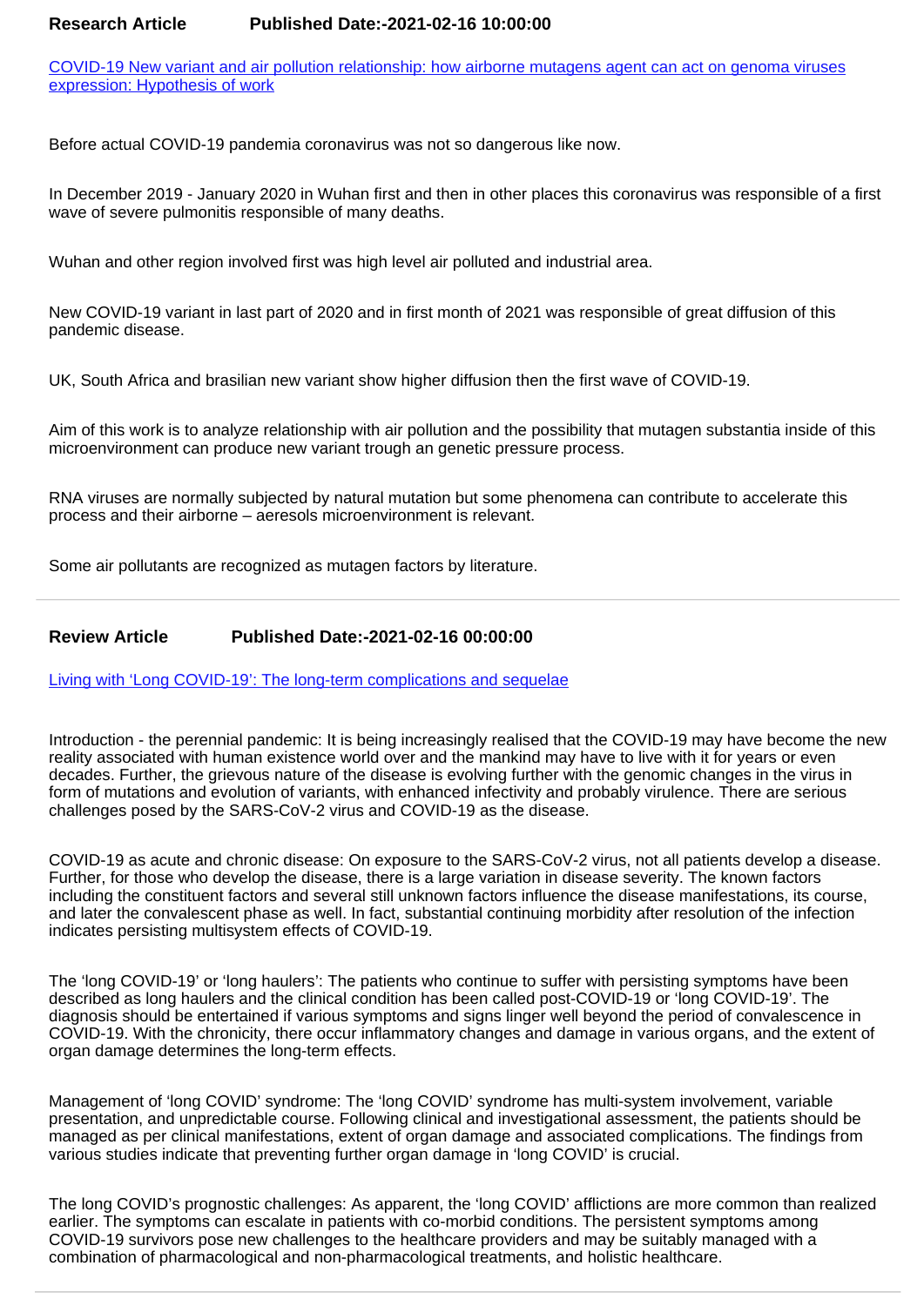**Research Article** **Published Date:-2021-02-16 10:00:00**

[COVID-19 New variant and air pollution relationship: how airborne mutagens agent can act on genoma viruses expression: Hypothesis of work]

Before actual COVID-19 pandemia coronavirus was not so dangerous like now.

In December 2019 - January 2020 in Wuhan first and then in other places this coronavirus was responsible of a first wave of severe pulmonitis responsible of many deaths.

Wuhan and other region involved first was high level air polluted and industrial area.

New COVID-19 variant in last part of 2020 and in first month of 2021 was responsible of great diffusion of this pandemic disease.

UK, South Africa and brasilian new variant show higher diffusion then the first wave of COVID-19.

Aim of this work is to analyze relationship with air pollution and the possibility that mutagen substantia inside of this microenvironment can produce new variant trough an genetic pressure process.

RNA viruses are normally subjected by natural mutation but some phenomena can contribute to accelerate this process and their airborne – aeresols microenvironment is relevant.

Some air pollutants are recognized as mutagen factors by literature.

---

**Review Article** **Published Date:-2021-02-16 00:00:00**

[Living with 'Long COVID-19': The long-term complications and sequelae]

Introduction - the perennial pandemic: It is being increasingly realised that the COVID-19 may have become the new reality associated with human existence world over and the mankind may have to live with it for years or even decades. Further, the grievous nature of the disease is evolving further with the genomic changes in the virus in form of mutations and evolution of variants, with enhanced infectivity and probably virulence. There are serious challenges posed by the SARS-CoV-2 virus and COVID-19 as the disease.

COVID-19 as acute and chronic disease: On exposure to the SARS-CoV-2 virus, not all patients develop a disease. Further, for those who develop the disease, there is a large variation in disease severity. The known factors including the constituent factors and several still unknown factors influence the disease manifestations, its course, and later the convalescent phase as well. In fact, substantial continuing morbidity after resolution of the infection indicates persisting multisystem effects of COVID-19.

The 'long COVID-19' or 'long haulers': The patients who continue to suffer with persisting symptoms have been described as long haulers and the clinical condition has been called post-COVID-19 or 'long COVID-19'. The diagnosis should be entertained if various symptoms and signs linger well beyond the period of convalescence in COVID-19. With the chronicity, there occur inflammatory changes and damage in various organs, and the extent of organ damage determines the long-term effects.

Management of 'long COVID' syndrome: The 'long COVID' syndrome has multi-system involvement, variable presentation, and unpredictable course. Following clinical and investigational assessment, the patients should be managed as per clinical manifestations, extent of organ damage and associated complications. The findings from various studies indicate that preventing further organ damage in 'long COVID' is crucial.

The long COVID's prognostic challenges: As apparent, the 'long COVID' afflictions are more common than realized earlier. The symptoms can escalate in patients with co-morbid conditions. The persistent symptoms among COVID-19 survivors pose new challenges to the healthcare providers and may be suitably managed with a combination of pharmacological and non-pharmacological treatments, and holistic healthcare.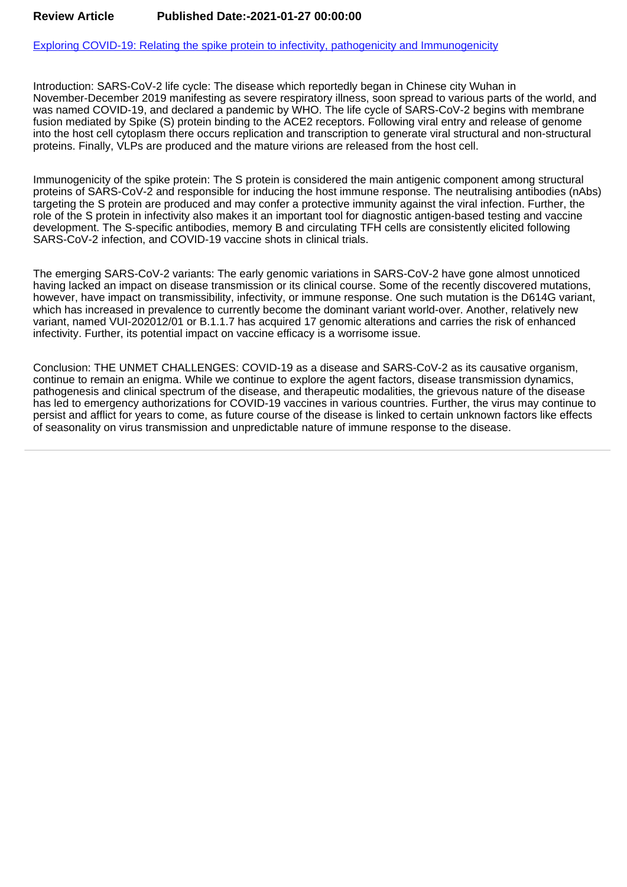**Review Article** **Published Date:-2021-01-27 00:00:00**

[Exploring COVID-19: Relating the spike protein to infectivity, pathogenicity and Immunogenicity]

Introduction: SARS-CoV-2 life cycle: The disease which reportedly began in Chinese city Wuhan in November-December 2019 manifesting as severe respiratory illness, soon spread to various parts of the world, and was named COVID-19, and declared a pandemic by WHO. The life cycle of SARS-CoV-2 begins with membrane fusion mediated by Spike (S) protein binding to the ACE2 receptors. Following viral entry and release of genome into the host cell cytoplasm there occurs replication and transcription to generate viral structural and non-structural proteins. Finally, VLPs are produced and the mature virions are released from the host cell.

Immunogenicity of the spike protein: The S protein is considered the main antigenic component among structural proteins of SARS-CoV-2 and responsible for inducing the host immune response. The neutralising antibodies (nAbs) targeting the S protein are produced and may confer a protective immunity against the viral infection. Further, the role of the S protein in infectivity also makes it an important tool for diagnostic antigen-based testing and vaccine development. The S-specific antibodies, memory B and circulating TFH cells are consistently elicited following SARS-CoV-2 infection, and COVID-19 vaccine shots in clinical trials.

The emerging SARS-CoV-2 variants: The early genomic variations in SARS-CoV-2 have gone almost unnoticed having lacked an impact on disease transmission or its clinical course. Some of the recently discovered mutations, however, have impact on transmissibility, infectivity, or immune response. One such mutation is the D614G variant, which has increased in prevalence to currently become the dominant variant world-over. Another, relatively new variant, named VUI-202012/01 or B.1.1.7 has acquired 17 genomic alterations and carries the risk of enhanced infectivity. Further, its potential impact on vaccine efficacy is a worrisome issue.

Conclusion: THE UNMET CHALLENGES: COVID-19 as a disease and SARS-CoV-2 as its causative organism, continue to remain an enigma. While we continue to explore the agent factors, disease transmission dynamics, pathogenesis and clinical spectrum of the disease, and therapeutic modalities, the grievous nature of the disease has led to emergency authorizations for COVID-19 vaccines in various countries. Further, the virus may continue to persist and afflict for years to come, as future course of the disease is linked to certain unknown factors like effects of seasonality on virus transmission and unpredictable nature of immune response to the disease.